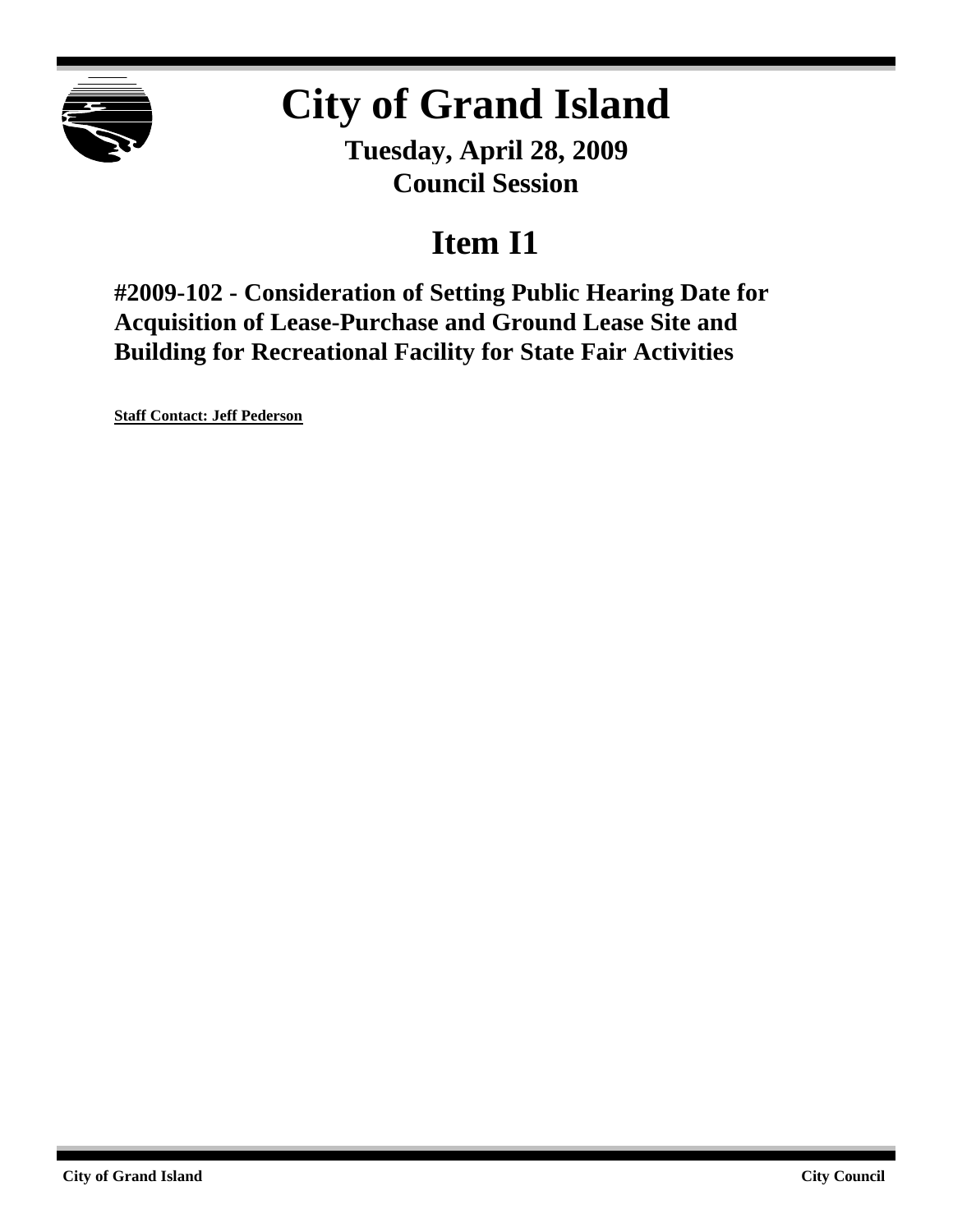# City of Grand Island

**Tuesday, April 28, 2009**
**Council Session**

## Item I1

### #2009-102 - Consideration of Setting Public Hearing Date for Acquisition of Lease-Purchase and Ground Lease Site and Building for Recreational Facility for State Fair Activities

**Staff Contact: Jeff Pederson**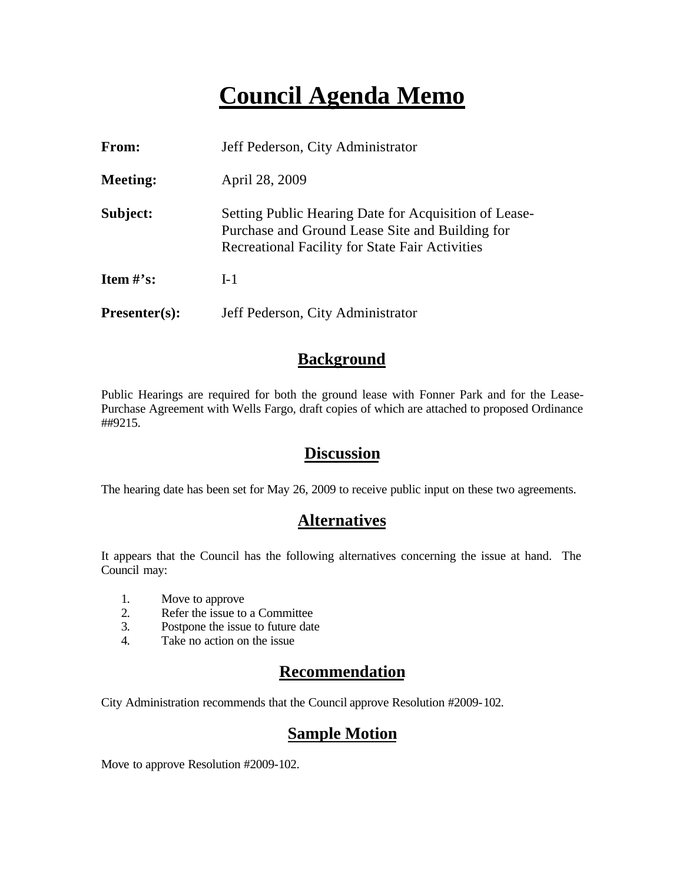# Council Agenda Memo

**From:** Jeff Pederson, City Administrator

**Meeting:** April 28, 2009

**Subject:** Setting Public Hearing Date for Acquisition of Lease-Purchase and Ground Lease Site and Building for Recreational Facility for State Fair Activities

**Item #'s:** I-1

**Presenter(s):** Jeff Pederson, City Administrator

## Background

Public Hearings are required for both the ground lease with Fonner Park and for the Lease-Purchase Agreement with Wells Fargo, draft copies of which are attached to proposed Ordinance ##9215.

## Discussion

The hearing date has been set for May 26, 2009 to receive public input on these two agreements.

## Alternatives

It appears that the Council has the following alternatives concerning the issue at hand. The Council may:

1. Move to approve
2. Refer the issue to a Committee
3. Postpone the issue to future date
4. Take no action on the issue

## Recommendation

City Administration recommends that the Council approve Resolution #2009-102.

## Sample Motion

Move to approve Resolution #2009-102.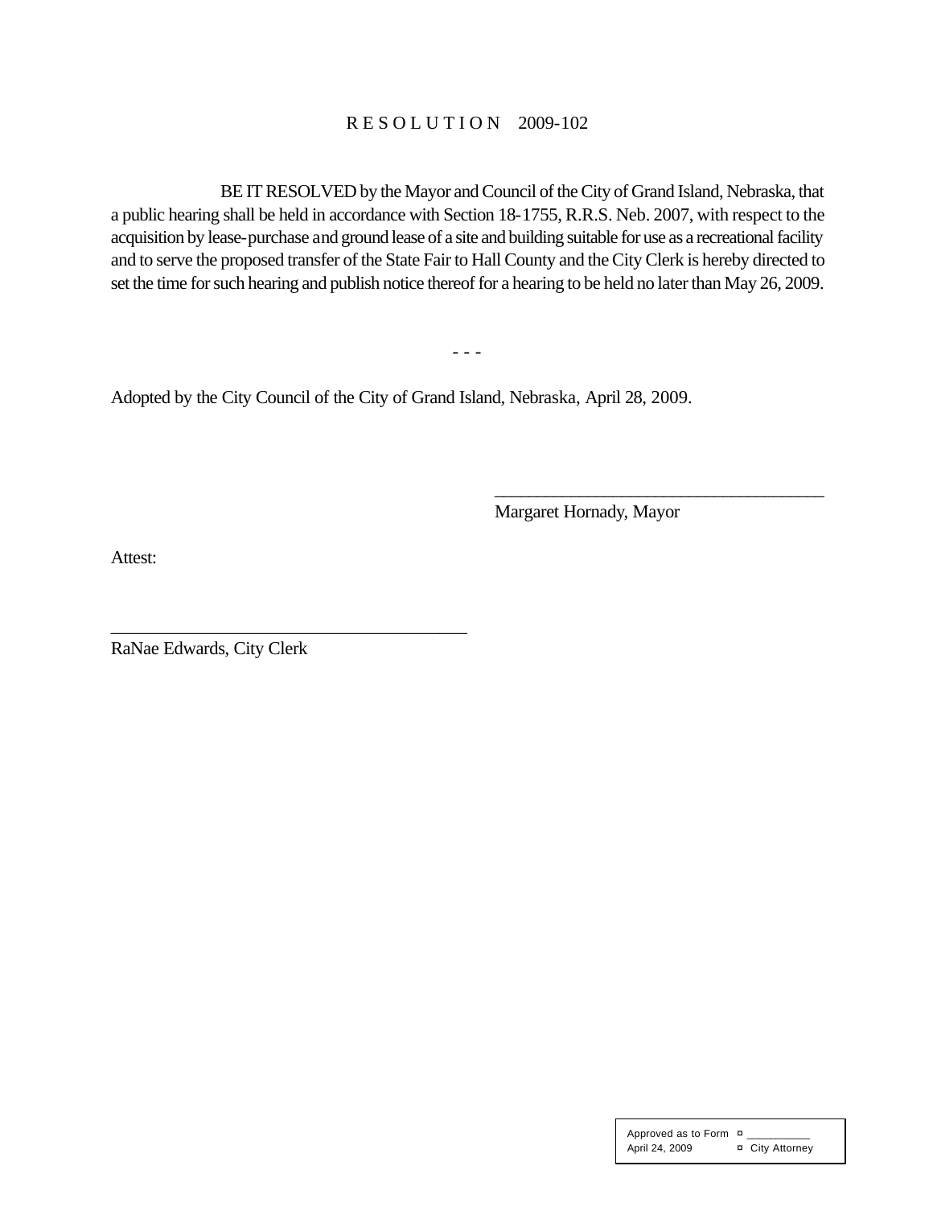# RESOLUTION 2009-102

BE IT RESOLVED by the Mayor and Council of the City of Grand Island, Nebraska, that a public hearing shall be held in accordance with Section 18-1755, R.R.S. Neb. 2007, with respect to the acquisition by lease-purchase and ground lease of a site and building suitable for use as a recreational facility and to serve the proposed transfer of the State Fair to Hall County and the City Clerk is hereby directed to set the time for such hearing and publish notice thereof for a hearing to be held no later than May 26, 2009.

- - -

Adopted by the City Council of the City of Grand Island, Nebraska, April 28, 2009.

_____________________________________
Margaret Hornady, Mayor

Attest:

_____________________________________
RaNae Edwards, City Clerk

Approved as to Form ¤ ___________
April 24, 2009 ¤ City Attorney